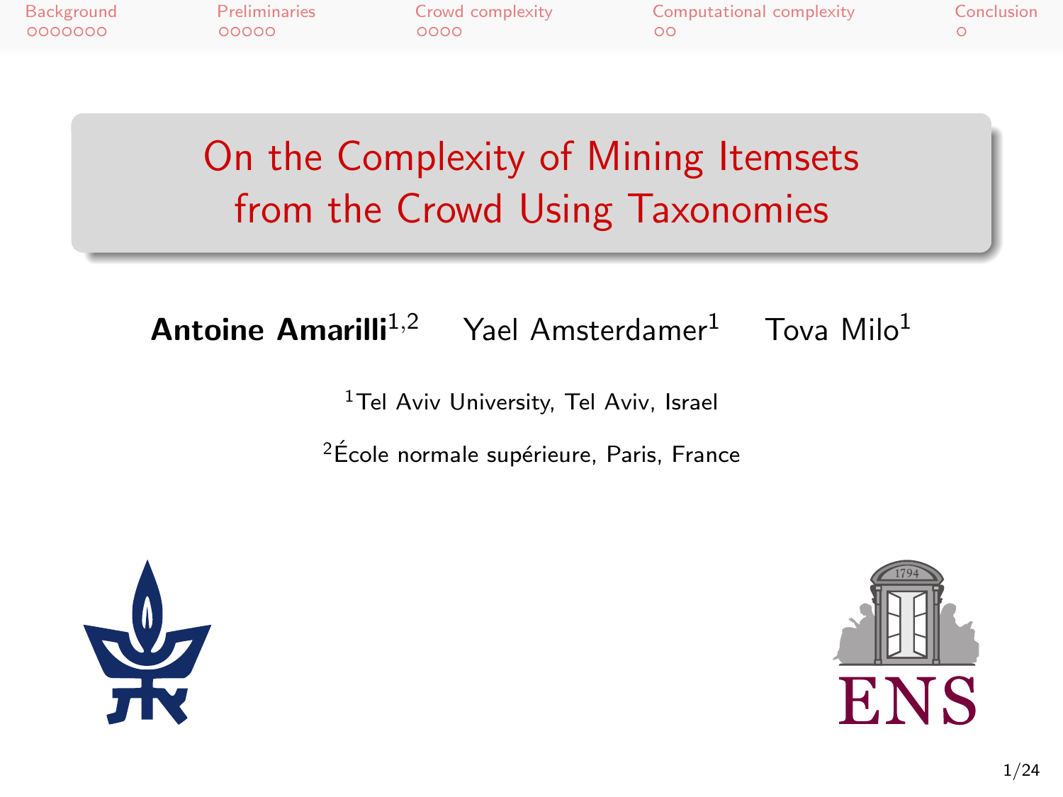# On the Complexity of Mining Itemsets from the Crowd Using Taxonomies

**Antoine Amarilli**[1,2] Yael Amsterdamer[1] Tova Milo[1]

[1]Tel Aviv University, Tel Aviv, Israel

[2]École normale supérieure, Paris, France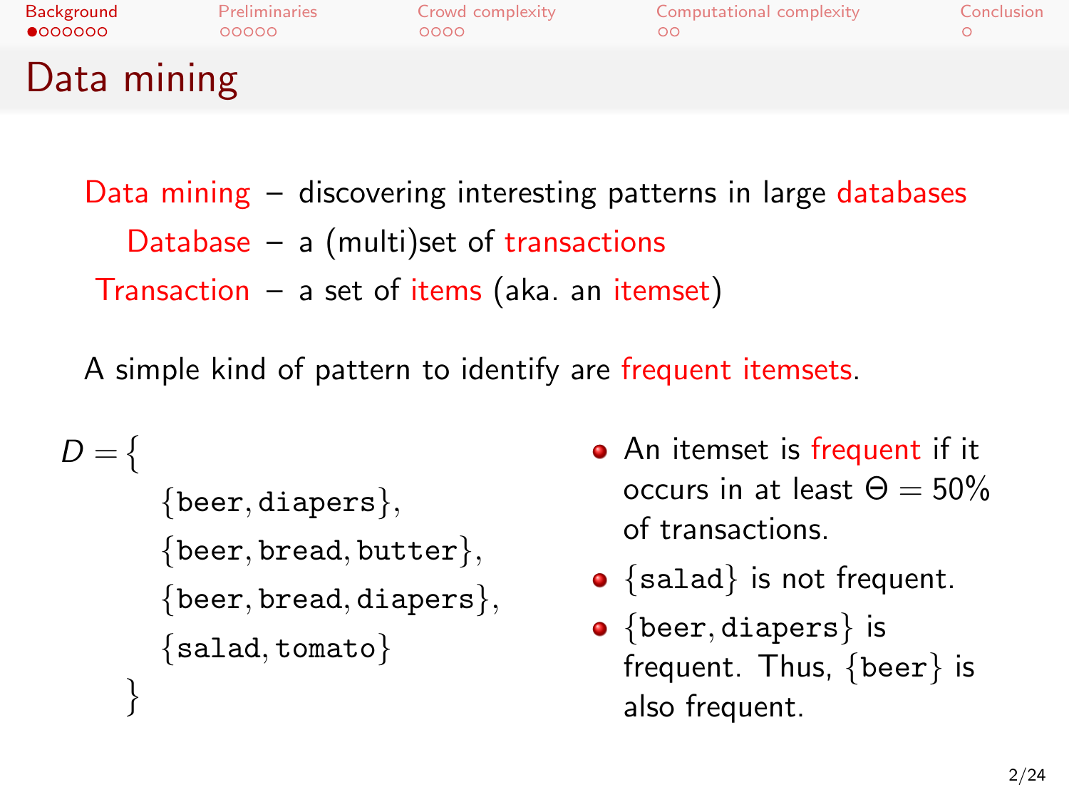# Data mining

**Data mining** – discovering interesting patterns in large **databases**

**Database** – a (multi)set of **transactions**

**Transaction** – a set of **items** (aka. an **itemset**)

A simple kind of pattern to identify are **frequent itemsets**.

$$D = \{ \{\texttt{beer}, \texttt{diapers}\}, \{\texttt{beer}, \texttt{bread}, \texttt{butter}\}, \{\texttt{beer}, \texttt{bread}, \texttt{diapers}\}, \{\texttt{salad}, \texttt{tomato}\} \}$$

- An itemset is **frequent** if it occurs in at least $\Theta = 50\%$ of transactions.
- $\{\texttt{salad}\}$ is not frequent.
- $\{\texttt{beer}, \texttt{diapers}\}$ is frequent. Thus, $\{\texttt{beer}\}$ is also frequent.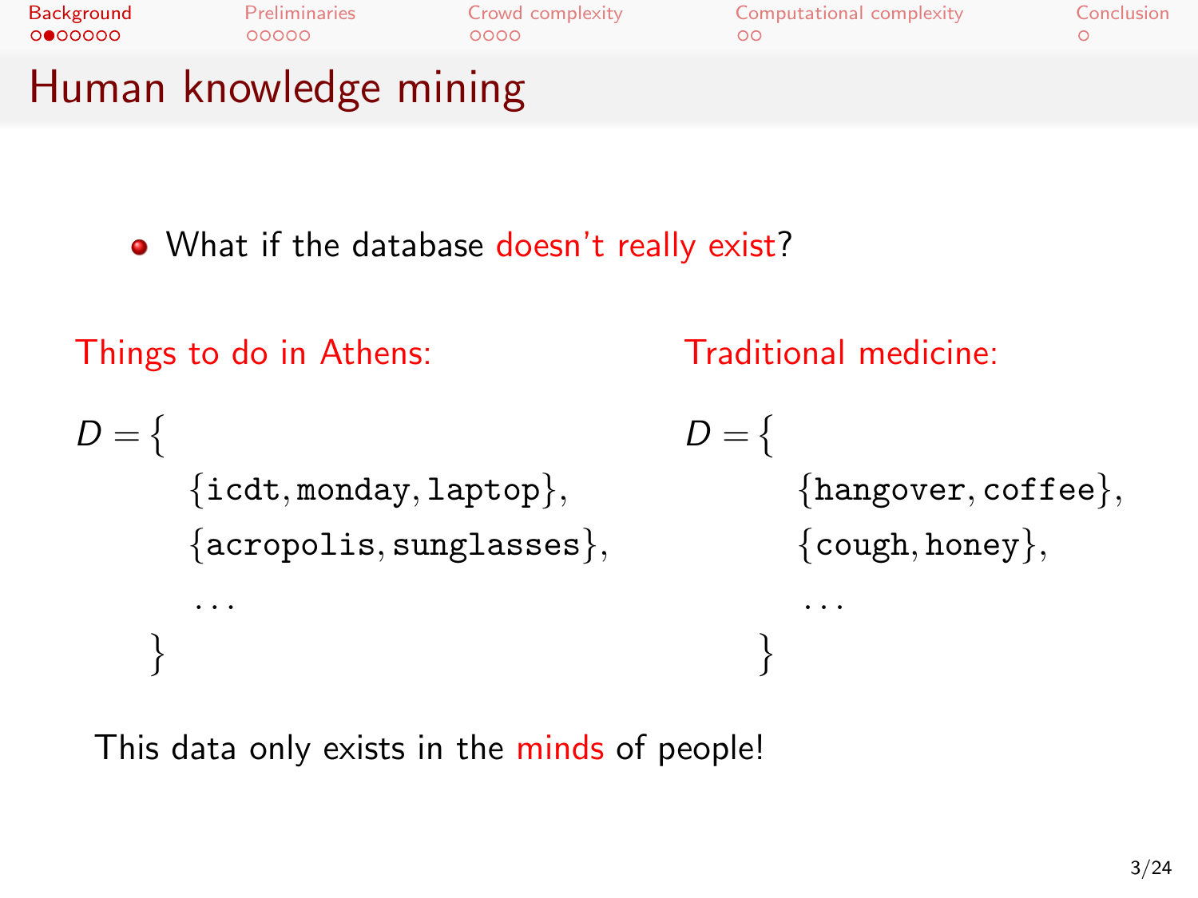# Human knowledge mining

- What if the database doesn't really exist?

Things to do in Athens:

$$D = \{ \{\texttt{icdt}, \texttt{monday}, \texttt{laptop}\}, \{\texttt{acropolis}, \texttt{sunglasses}\}, \ldots \}$$

Traditional medicine:

$$D = \{ \{\texttt{hangover}, \texttt{coffee}\}, \{\texttt{cough}, \texttt{honey}\}, \ldots \}$$

This data only exists in the minds of people!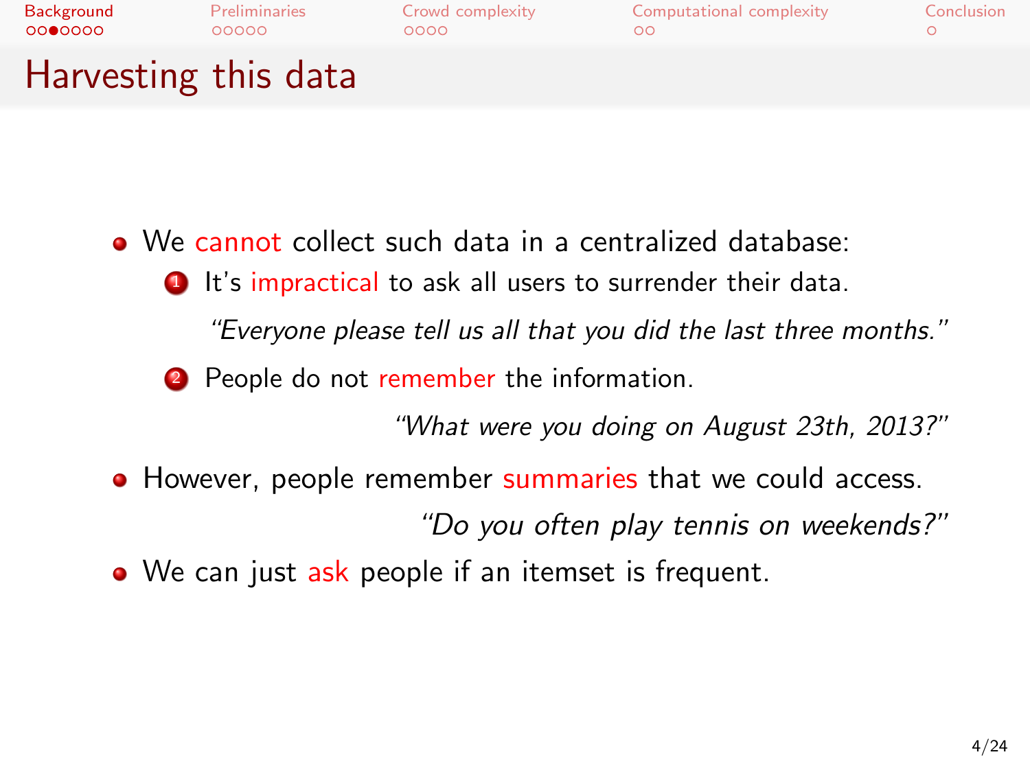## Harvesting this data

- We cannot collect such data in a centralized database:
  1. It's impractical to ask all users to surrender their data.

     *"Everyone please tell us all that you did the last three months."*

  2. People do not remember the information.

     *"What were you doing on August 23th, 2013?"*

- However, people remember summaries that we could access.

  *"Do you often play tennis on weekends?"*

- We can just ask people if an itemset is frequent.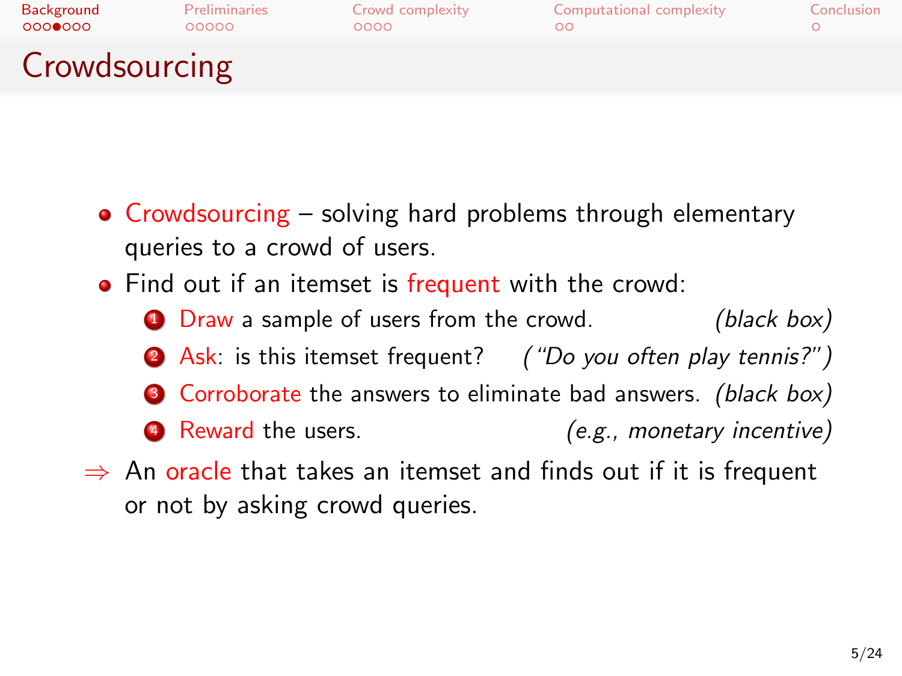# Crowdsourcing

- Crowdsourcing – solving hard problems through elementary queries to a crowd of users.
- Find out if an itemset is frequent with the crowd:
  1. Draw a sample of users from the crowd. *(black box)*
  2. Ask: is this itemset frequent? *("Do you often play tennis?")*
  3. Corroborate the answers to eliminate bad answers. *(black box)*
  4. Reward the users. *(e.g., monetary incentive)*

$\Rightarrow$ An oracle that takes an itemset and finds out if it is frequent or not by asking crowd queries.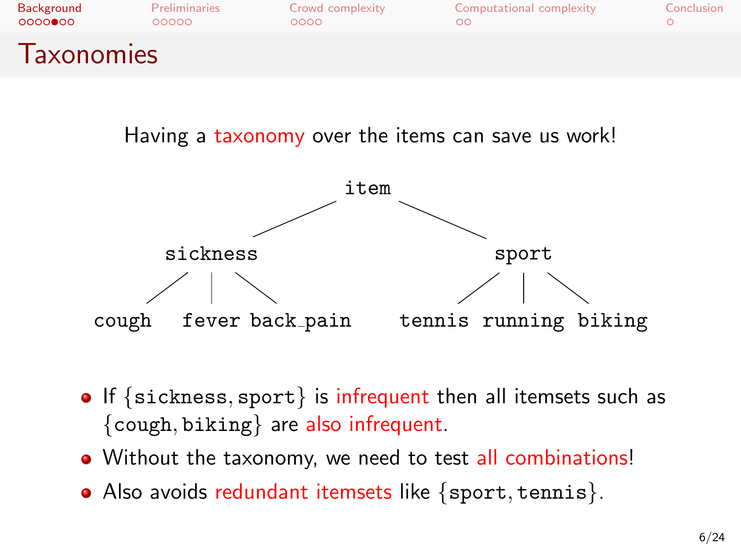# Taxonomies

Having a taxonomy over the items can save us work!

```
                    item
                 /        \
         sickness            sport
        /    |    \        /    |    \
   cough  fever  back_pain  tennis running biking
```

- If $\{\texttt{sickness}, \texttt{sport}\}$ is infrequent then all itemsets such as $\{\texttt{cough}, \texttt{biking}\}$ are also infrequent.
- Without the taxonomy, we need to test all combinations!
- Also avoids redundant itemsets like $\{\texttt{sport}, \texttt{tennis}\}$.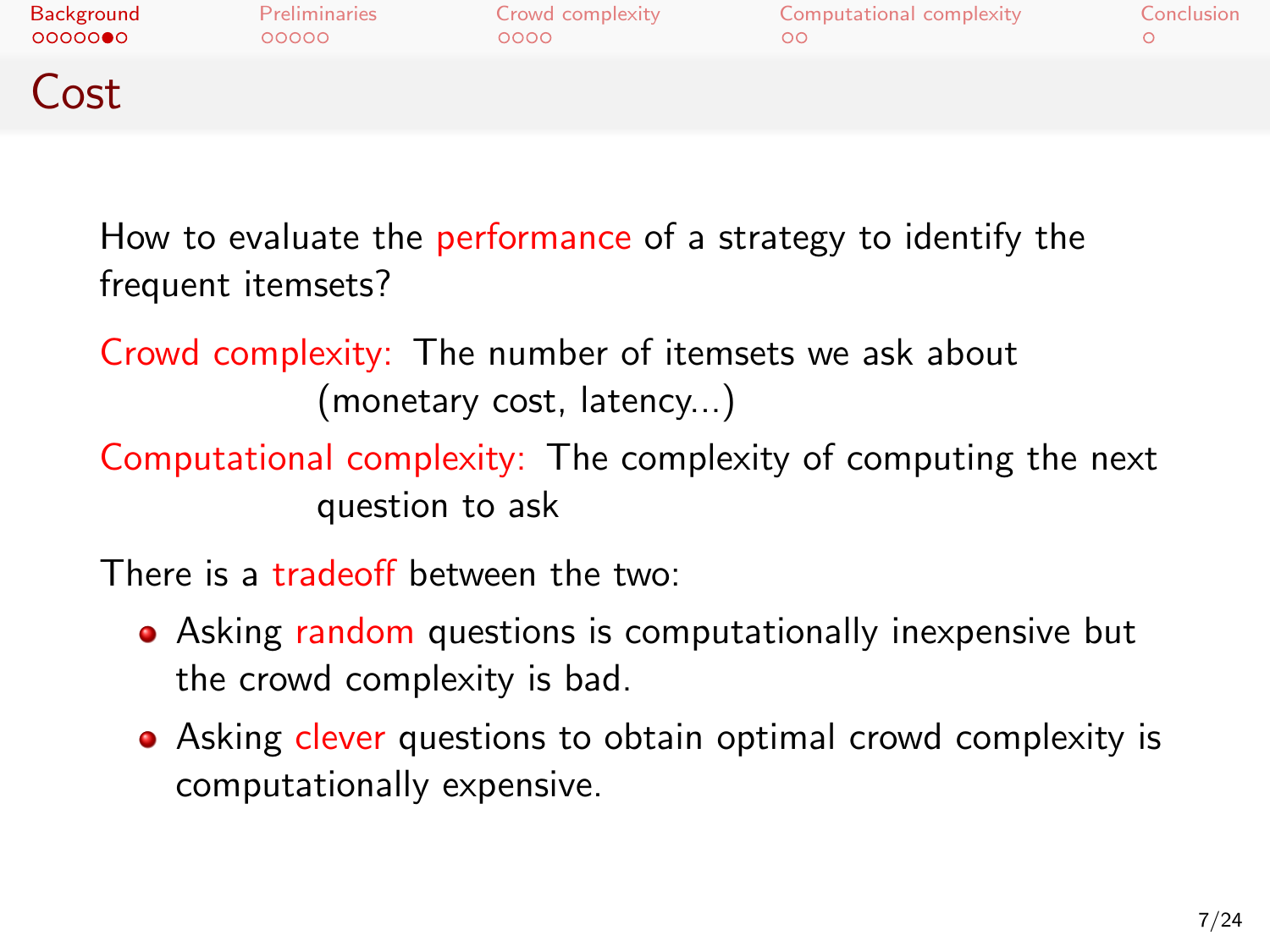# Cost

How to evaluate the performance of a strategy to identify the frequent itemsets?

**Crowd complexity:** The number of itemsets we ask about (monetary cost, latency...)

**Computational complexity:** The complexity of computing the next question to ask

There is a tradeoff between the two:

- Asking random questions is computationally inexpensive but the crowd complexity is bad.
- Asking clever questions to obtain optimal crowd complexity is computationally expensive.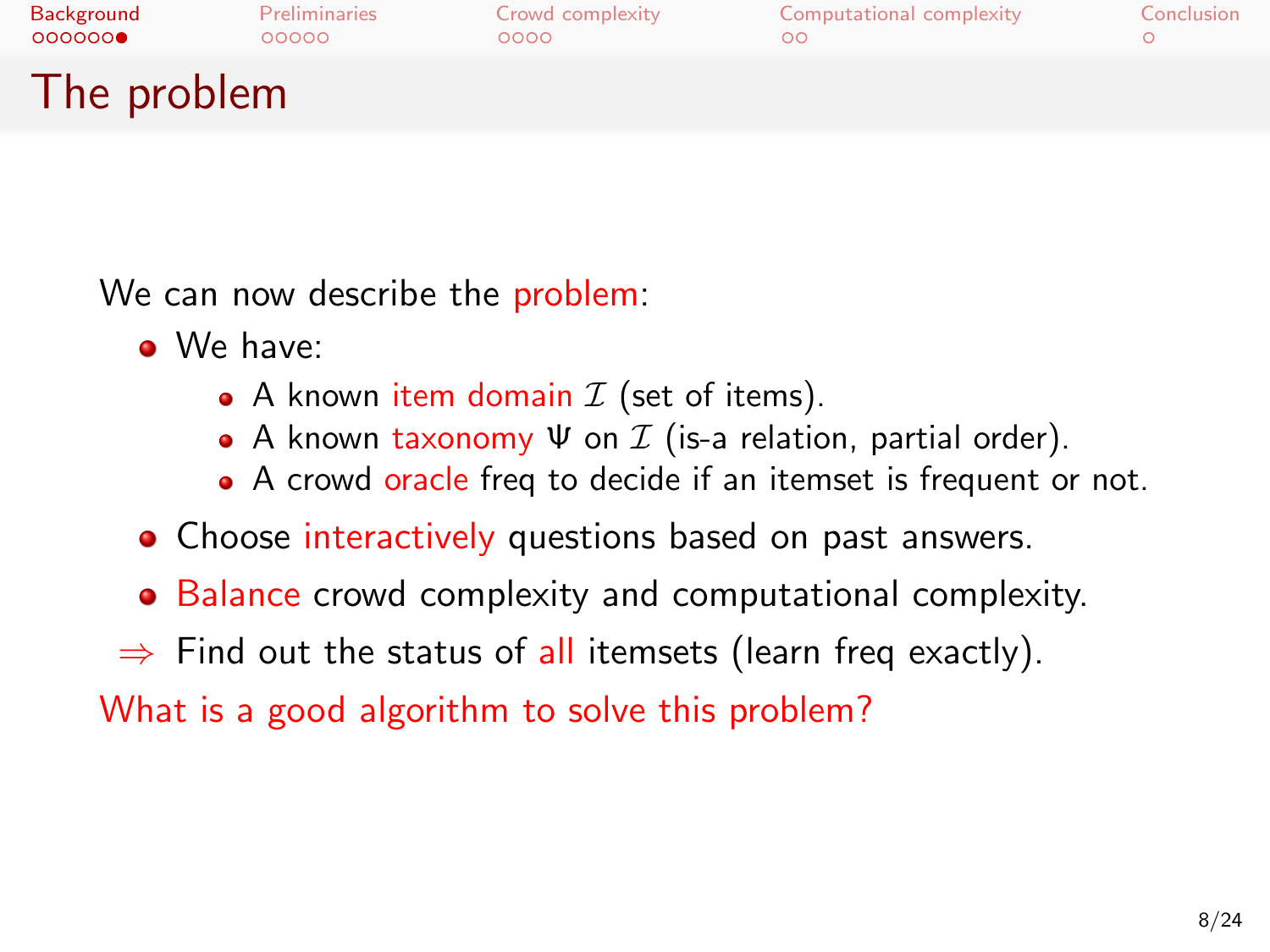# The problem

We can now describe the problem:

- We have:
  - A known item domain $\mathcal{I}$ (set of items).
  - A known taxonomy $\Psi$ on $\mathcal{I}$ (is-a relation, partial order).
  - A crowd oracle freq to decide if an itemset is frequent or not.
- Choose interactively questions based on past answers.
- Balance crowd complexity and computational complexity.

$\Rightarrow$ Find out the status of all itemsets (learn freq exactly).

What is a good algorithm to solve this problem?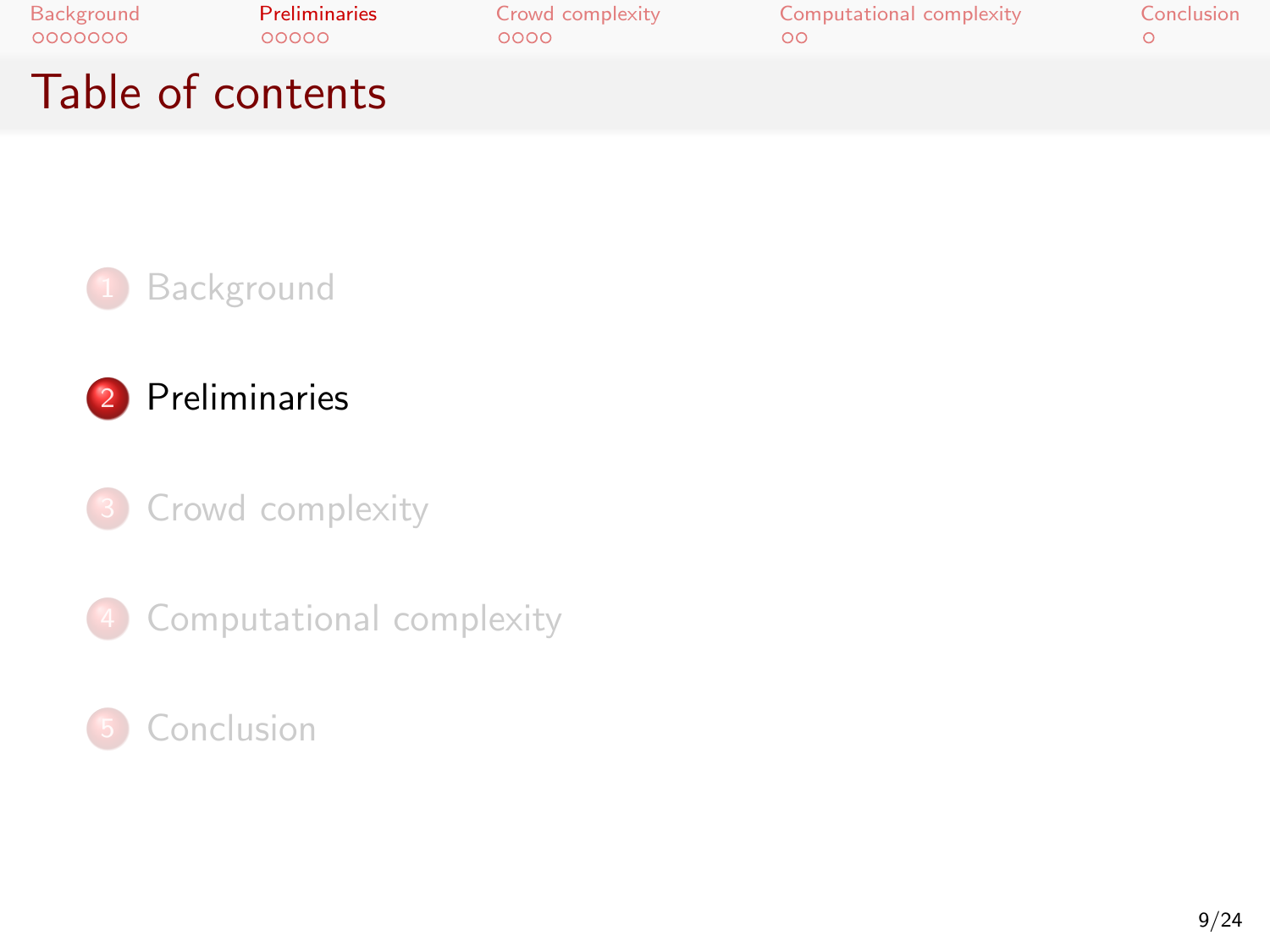# Table of contents

1. Background
2. Preliminaries
3. Crowd complexity
4. Computational complexity
5. Conclusion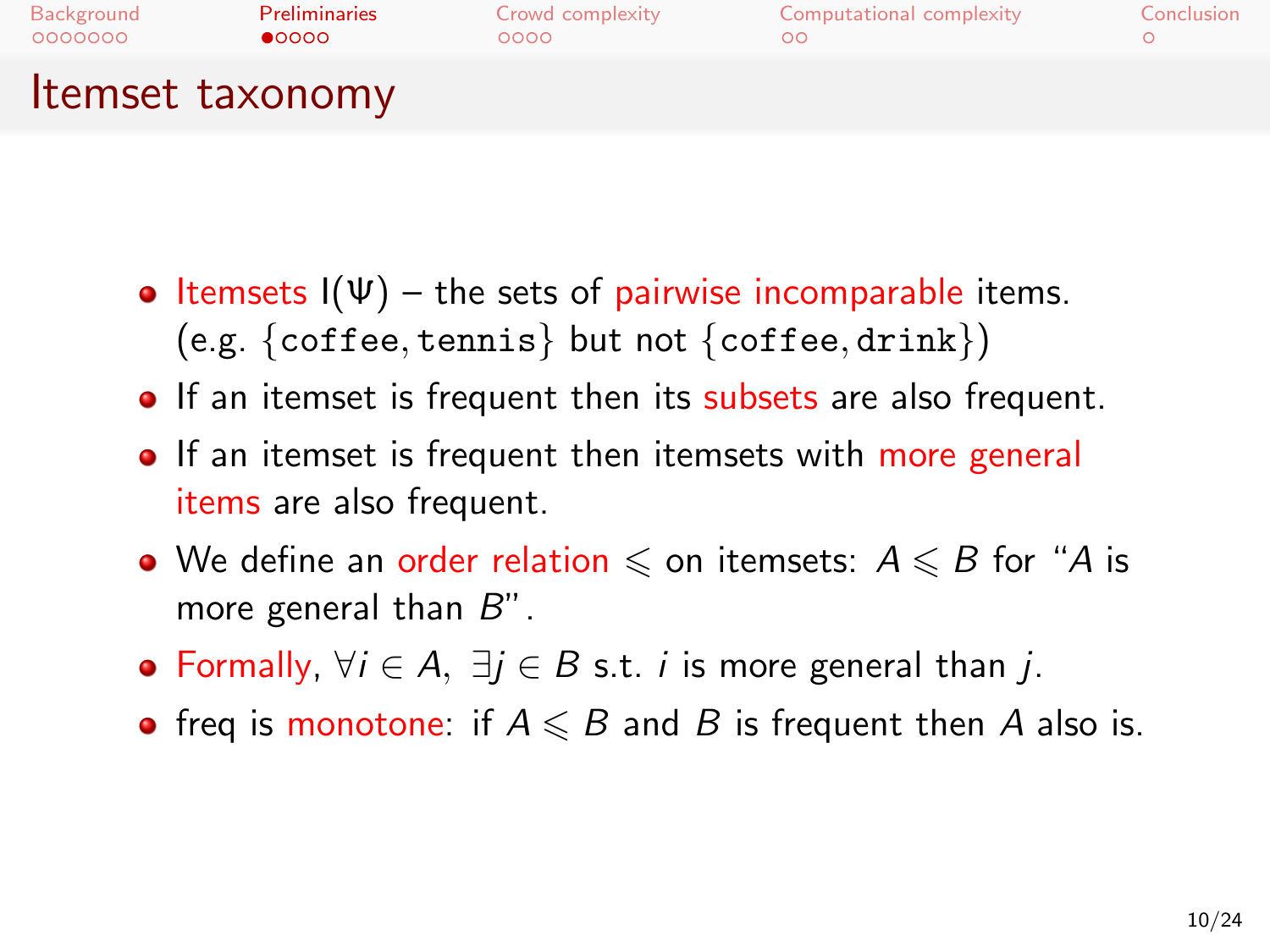# Itemset taxonomy

- Itemsets $I(\Psi)$ – the sets of pairwise incomparable items. (e.g. $\{\texttt{coffee}, \texttt{tennis}\}$ but not $\{\texttt{coffee}, \texttt{drink}\}$)
- If an itemset is frequent then its subsets are also frequent.
- If an itemset is frequent then itemsets with more general items are also frequent.
- We define an order relation $\leqslant$ on itemsets: $A \leqslant B$ for "$A$ is more general than $B$".
- Formally, $\forall i \in A$, $\exists j \in B$ s.t. $i$ is more general than $j$.
- freq is monotone: if $A \leqslant B$ and $B$ is frequent then $A$ also is.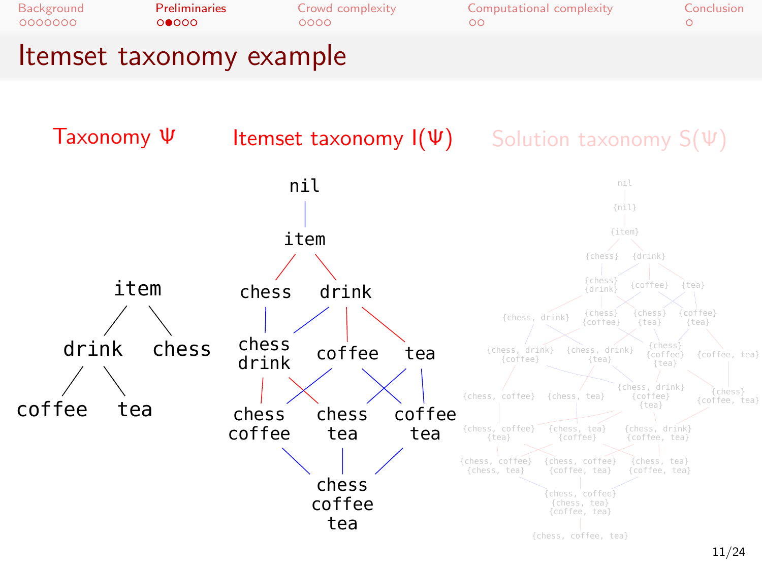# Itemset taxonomy example

**Taxonomy $\Psi$**

```
        item
       /    \
   drink    chess
   /   \
coffee  tea
```

**Itemset taxonomy $I(\Psi)$**

- nil
  - item
    - chess
      - chess drink
    - drink
      - chess drink
      - coffee
      - tea
- chess drink → chess coffee, chess tea
- coffee → chess coffee, coffee tea
- tea → chess tea, coffee tea
- chess coffee, chess tea, coffee tea → chess coffee tea

**Solution taxonomy $S(\Psi)$**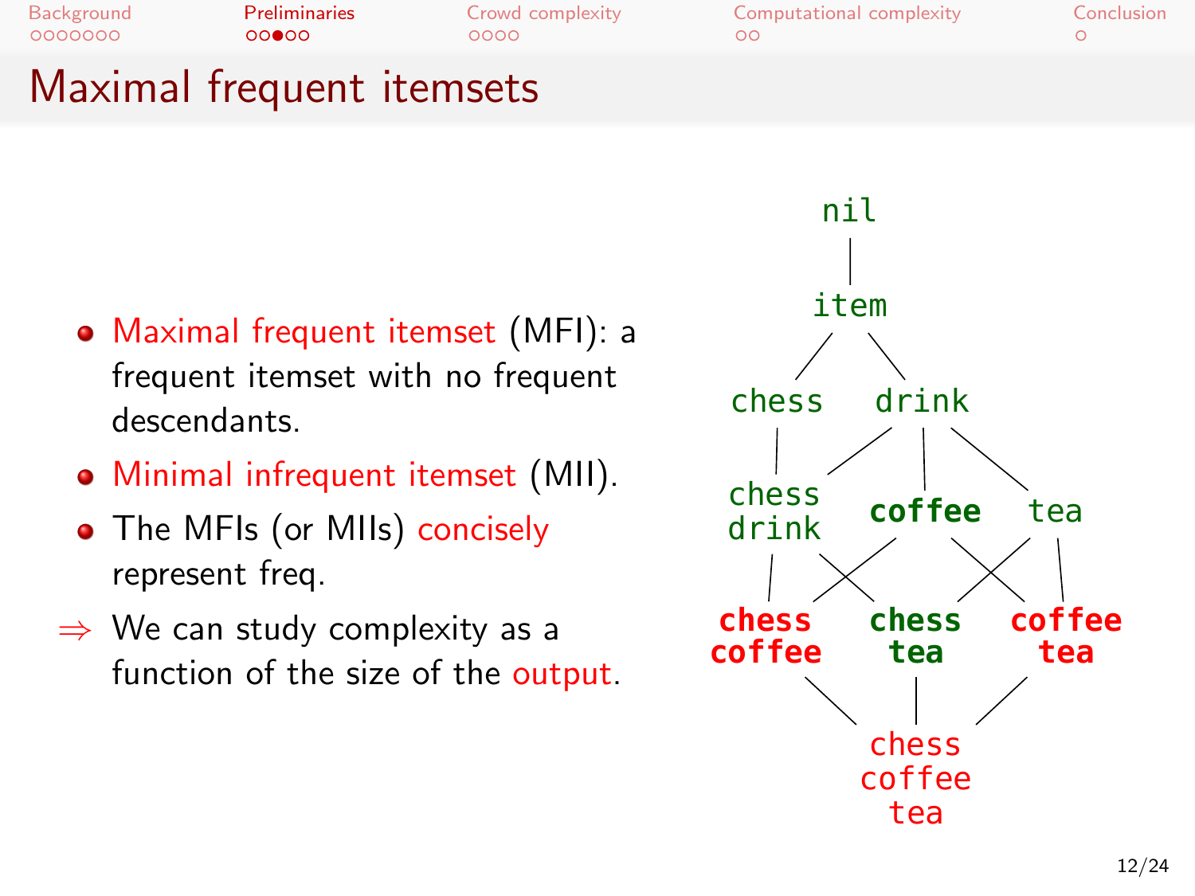# Maximal frequent itemsets

- **Maximal frequent itemset** (MFI): a frequent itemset with no frequent descendants.
- **Minimal infrequent itemset** (MII).
- The MFIs (or MIIs) **concisely** represent freq.

⇒ We can study complexity as a function of the size of the **output**.

```
              nil
               |
              item
             /    \
        chess      drink
          |       /   |    \
       chess      coffee    tea
       drink
     chess      chess     coffee
     coffee     tea       tea
              chess
              coffee
              tea
```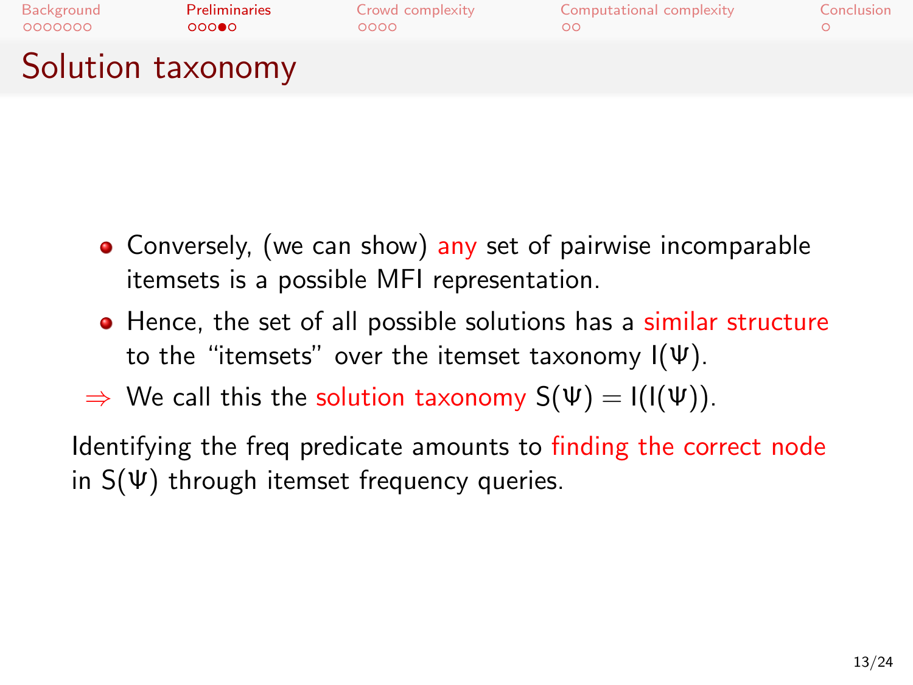# Solution taxonomy

- Conversely, (we can show) any set of pairwise incomparable itemsets is a possible MFI representation.
- Hence, the set of all possible solutions has a similar structure to the "itemsets" over the itemset taxonomy $I(\Psi)$.

$\Rightarrow$ We call this the solution taxonomy $S(\Psi) = I(I(\Psi))$.

Identifying the freq predicate amounts to finding the correct node in $S(\Psi)$ through itemset frequency queries.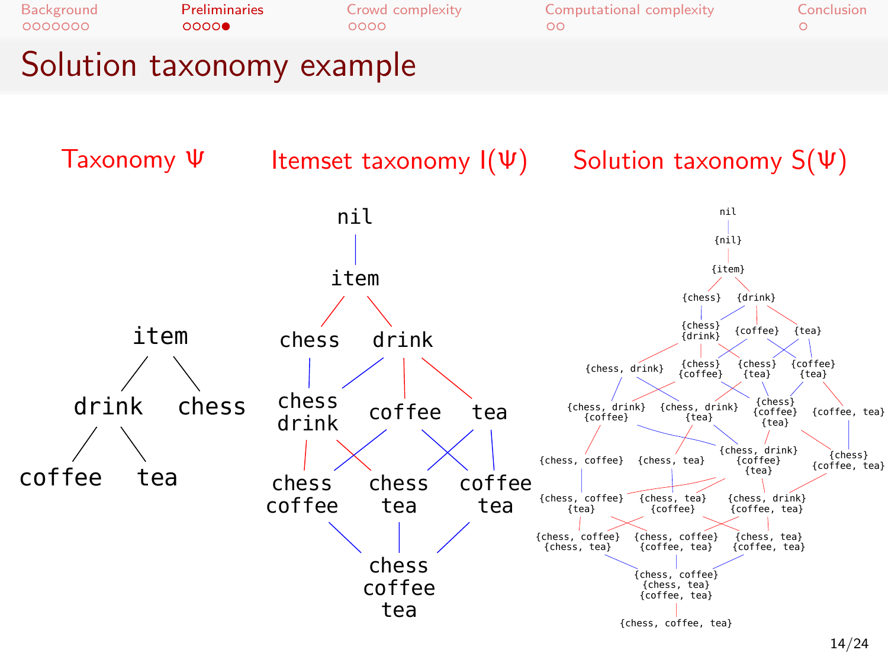# Solution taxonomy example

**Taxonomy $\Psi$**

- item
  - drink
    - coffee
    - tea
  - chess

**Itemset taxonomy $I(\Psi)$**

nil, item, chess, drink, chess drink, coffee, tea, chess coffee, chess tea, coffee tea, chess coffee tea

**Solution taxonomy $S(\Psi)$**

nil, {nil}, {item}, {chess}, {drink}, {chess} {drink}, {coffee}, {tea}, {chess, drink}, {chess} {coffee}, {chess} {tea}, {coffee} {tea}, {chess, drink} {coffee}, {chess, drink} {tea}, {chess} {coffee} {tea}, {coffee, tea}, {chess, coffee}, {chess, tea}, {chess, drink} {coffee} {tea}, {chess} {coffee, tea}, {chess, coffee} {tea}, {chess, tea} {coffee}, {chess, drink} {coffee, tea}, {chess, coffee} {chess, tea}, {chess, coffee} {coffee, tea}, {chess, tea} {coffee, tea}, {chess, coffee} {chess, tea} {coffee, tea}, {chess, coffee, tea}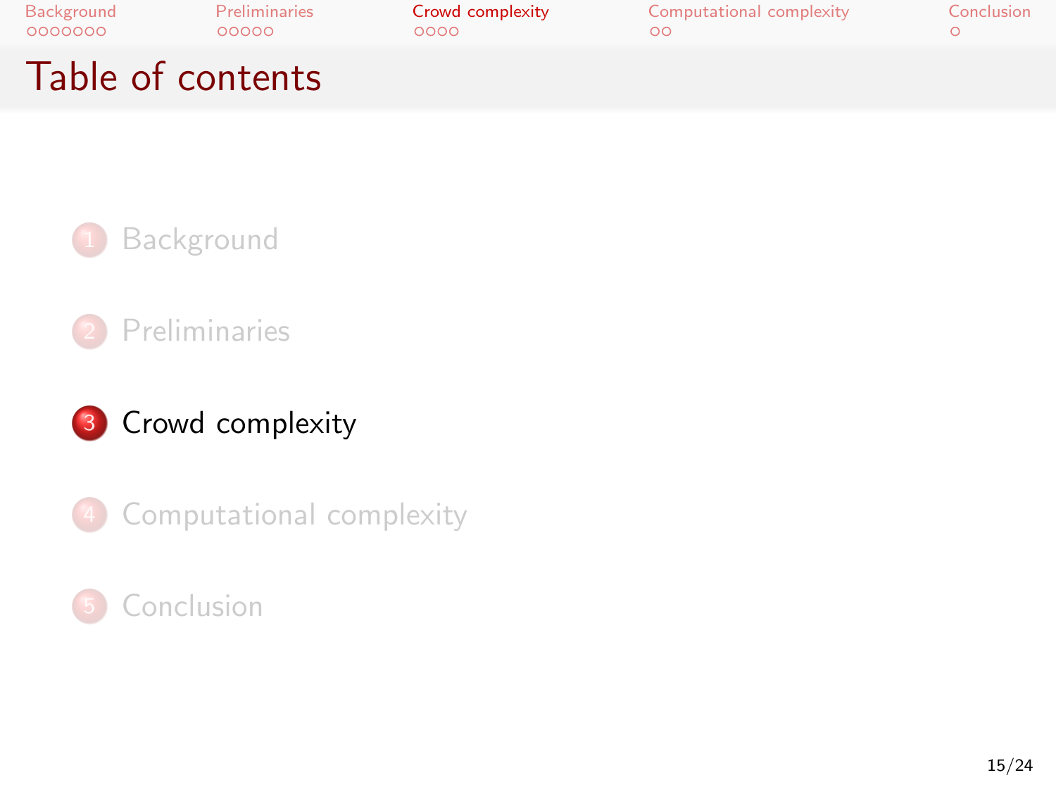# Table of contents

1. Background
2. Preliminaries
3. Crowd complexity
4. Computational complexity
5. Conclusion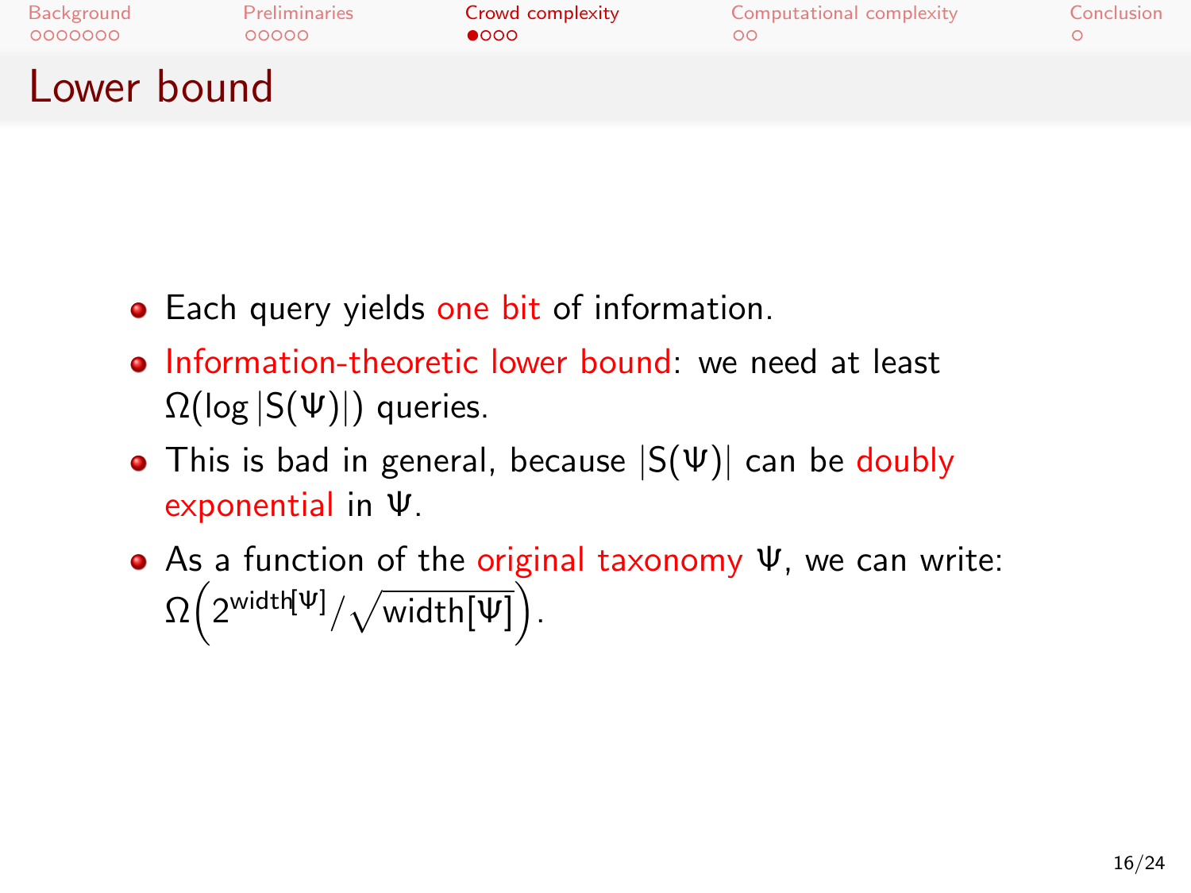# Lower bound

- Each query yields one bit of information.
- Information-theoretic lower bound: we need at least $\Omega(\log |S(\Psi)|)$ queries.
- This is bad in general, because $|S(\Psi)|$ can be doubly exponential in $\Psi$.
- As a function of the original taxonomy $\Psi$, we can write: $\Omega\left(2^{\text{width}[\Psi]}/\sqrt{\text{width}[\Psi]}\right)$.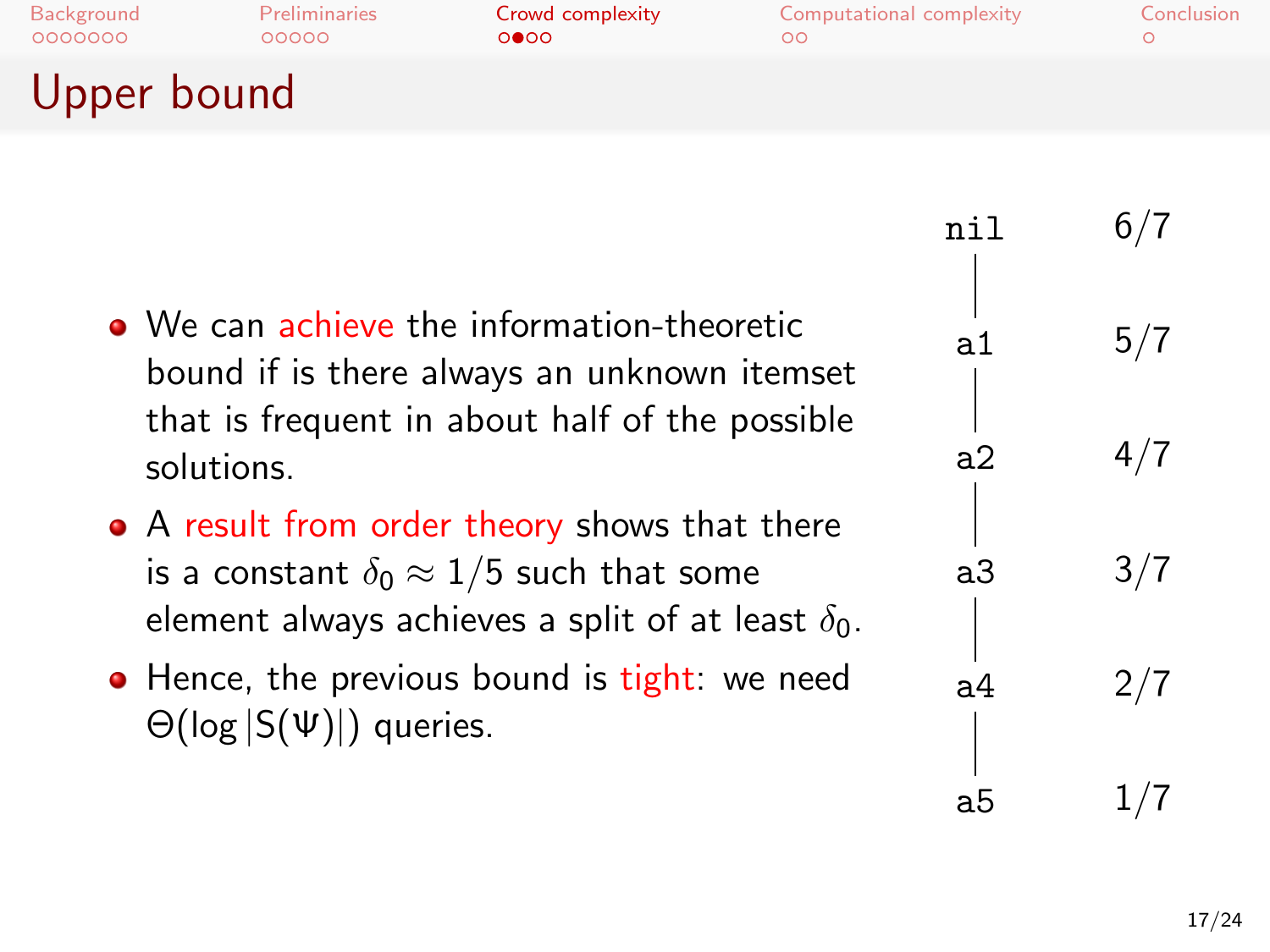# Upper bound

- We can achieve the information-theoretic bound if is there always an unknown itemset that is frequent in about half of the possible solutions.
- A result from order theory shows that there is a constant $\delta_0 \approx 1/5$ such that some element always achieves a split of at least $\delta_0$.
- Hence, the previous bound is tight: we need $\Theta(\log |S(\Psi)|)$ queries.

| | |
|---|---|
| nil | $6/7$ |
| a1 | $5/7$ |
| a2 | $4/7$ |
| a3 | $3/7$ |
| a4 | $2/7$ |
| a5 | $1/7$ |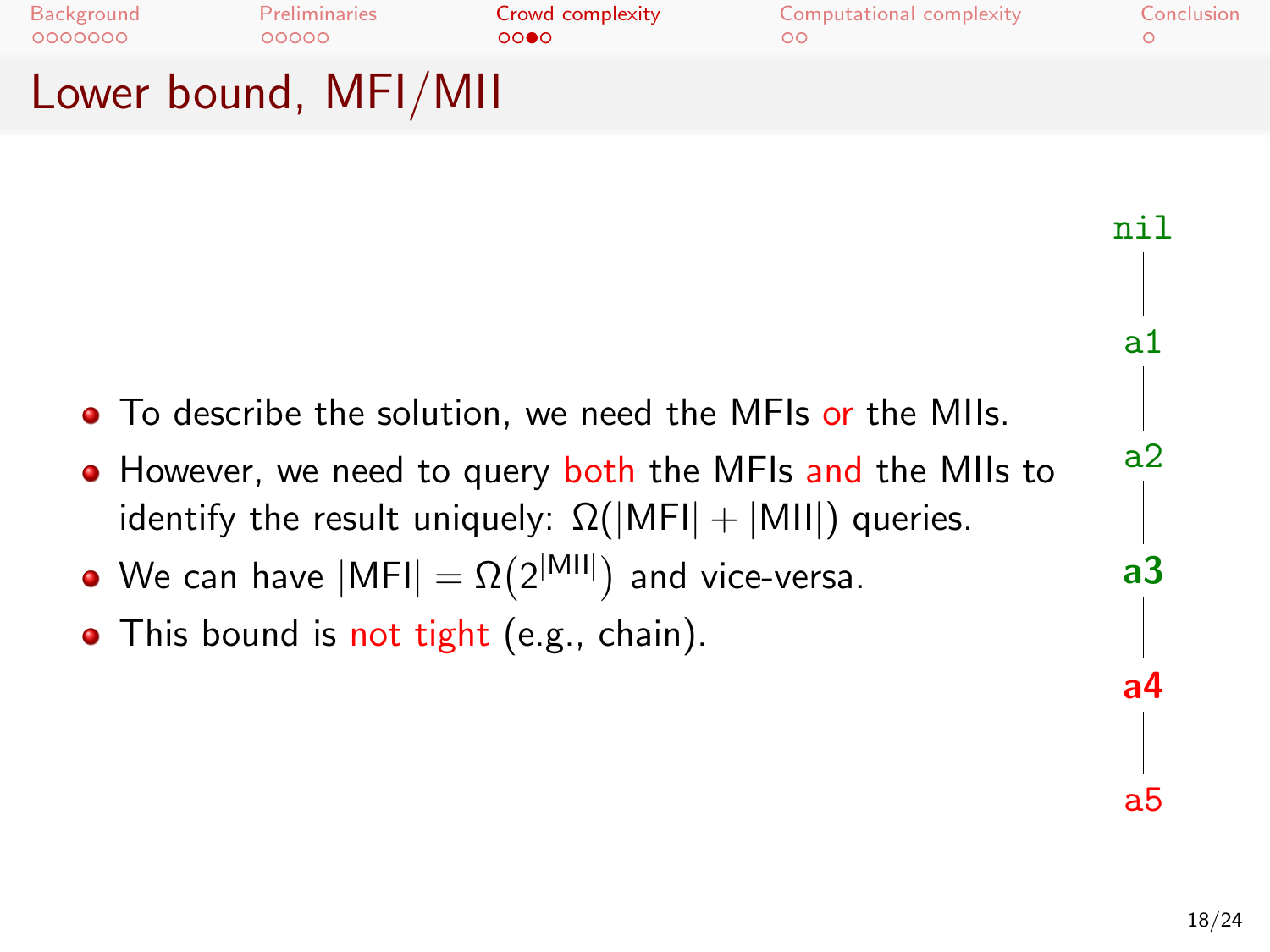# Lower bound, MFI/MII

- To describe the solution, we need the MFIs or the MIIs.
- However, we need to query both the MFIs and the MIIs to identify the result uniquely: $\Omega(|\text{MFI}| + |\text{MII}|)$ queries.
- We can have $|\text{MFI}| = \Omega(2^{|\text{MII}|})$ and vice-versa.
- This bound is not tight (e.g., chain).

nil

a1

a2

**a3**

**a4**

a5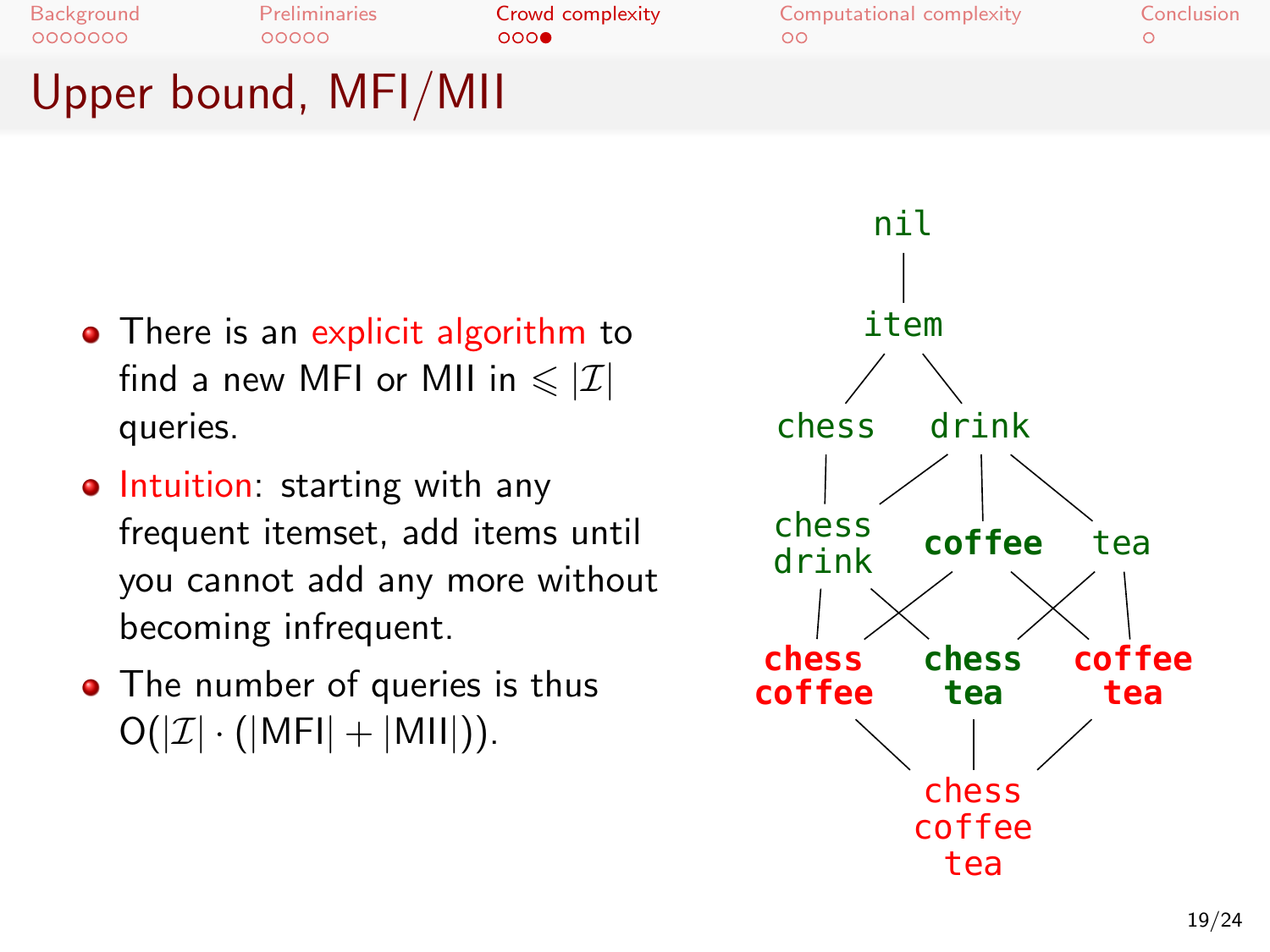# Upper bound, MFI/MII

- There is an explicit algorithm to find a new MFI or MII in $\leqslant |\mathcal{I}|$ queries.
- Intuition: starting with any frequent itemset, add items until you cannot add any more without becoming infrequent.
- The number of queries is thus $O(|\mathcal{I}| \cdot (|\text{MFI}| + |\text{MII}|))$.

nil

item

chess drink

chess drink **coffee** tea

**chess coffee** **chess tea** **coffee tea**

chess coffee tea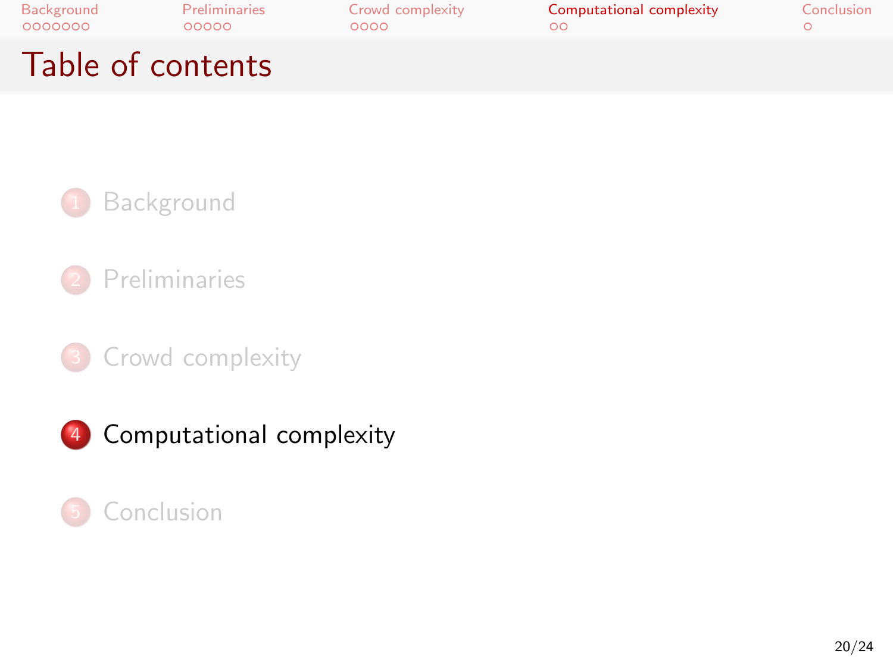# Table of contents

1. Background
2. Preliminaries
3. Crowd complexity
4. Computational complexity
5. Conclusion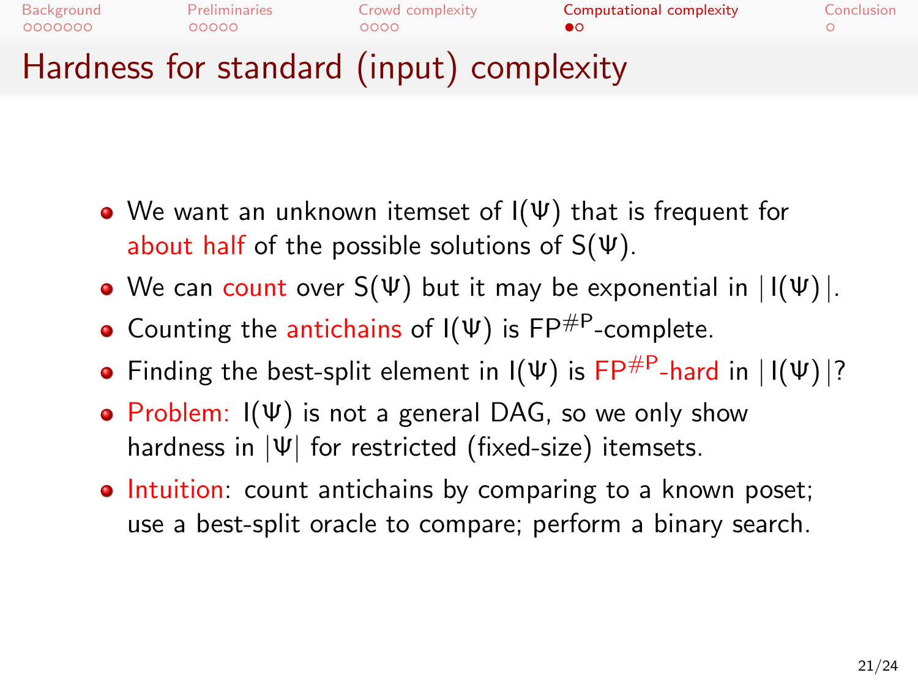# Hardness for standard (input) complexity

- We want an unknown itemset of $I(\Psi)$ that is frequent for about half of the possible solutions of $S(\Psi)$.
- We can count over $S(\Psi)$ but it may be exponential in $|I(\Psi)|$.
- Counting the antichains of $I(\Psi)$ is $FP^{\#P}$-complete.
- Finding the best-split element in $I(\Psi)$ is $FP^{\#P}$-hard in $|I(\Psi)|$?
- Problem: $I(\Psi)$ is not a general DAG, so we only show hardness in $|\Psi|$ for restricted (fixed-size) itemsets.
- Intuition: count antichains by comparing to a known poset; use a best-split oracle to compare; perform a binary search.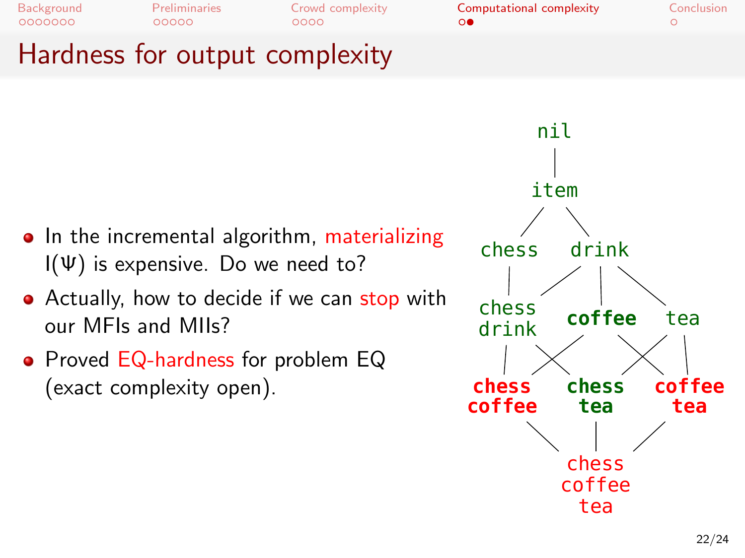## Hardness for output complexity

- In the incremental algorithm, materializing $I(\Psi)$ is expensive. Do we need to?
- Actually, how to decide if we can stop with our MFIs and MIIs?
- Proved EQ-hardness for problem EQ (exact complexity open).

```
nil
item
chess   drink
chess drink   coffee   tea
chess coffee   chess tea   coffee tea
chess coffee tea
```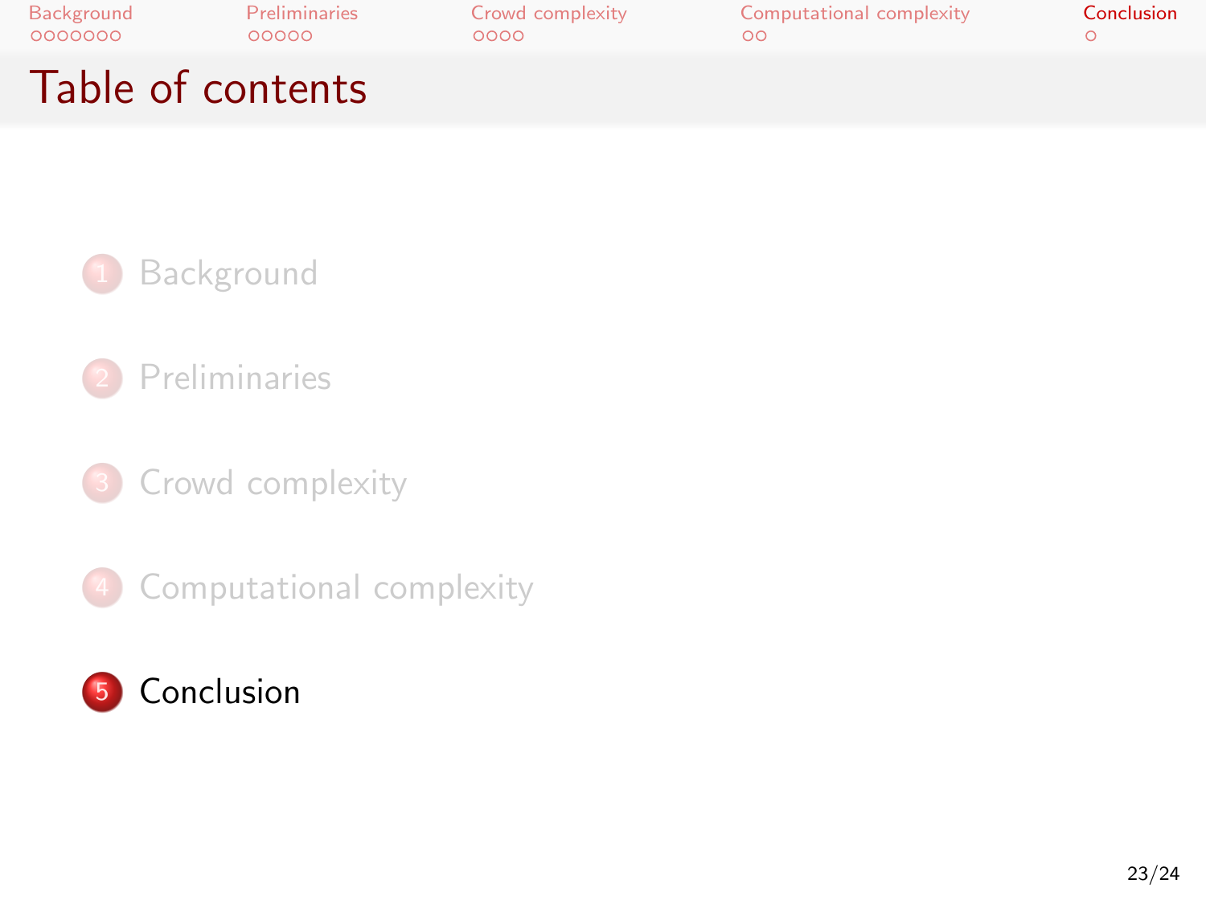# Table of contents

1. Background
2. Preliminaries
3. Crowd complexity
4. Computational complexity
5. **Conclusion**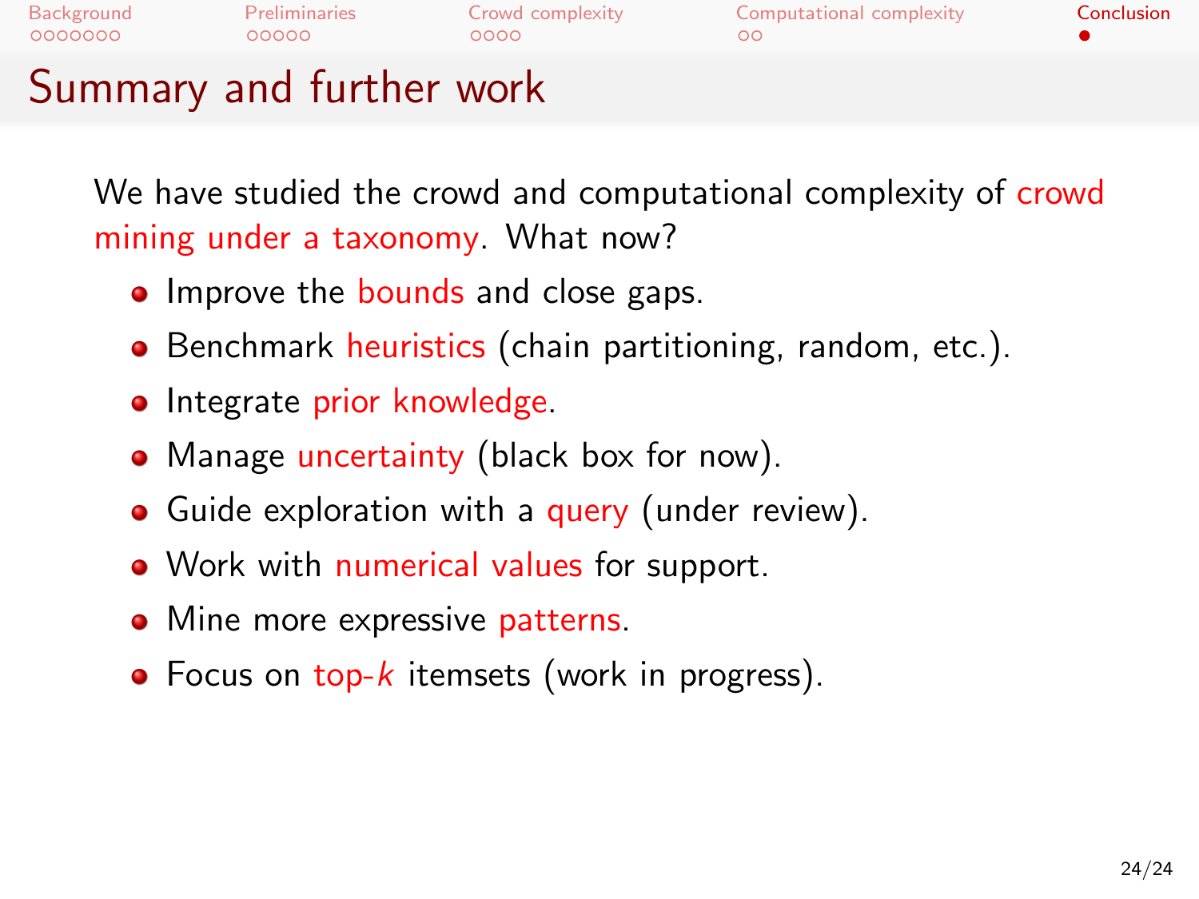# Summary and further work

We have studied the crowd and computational complexity of crowd mining under a taxonomy. What now?

- Improve the bounds and close gaps.
- Benchmark heuristics (chain partitioning, random, etc.).
- Integrate prior knowledge.
- Manage uncertainty (black box for now).
- Guide exploration with a query (under review).
- Work with numerical values for support.
- Mine more expressive patterns.
- Focus on top-$k$ itemsets (work in progress).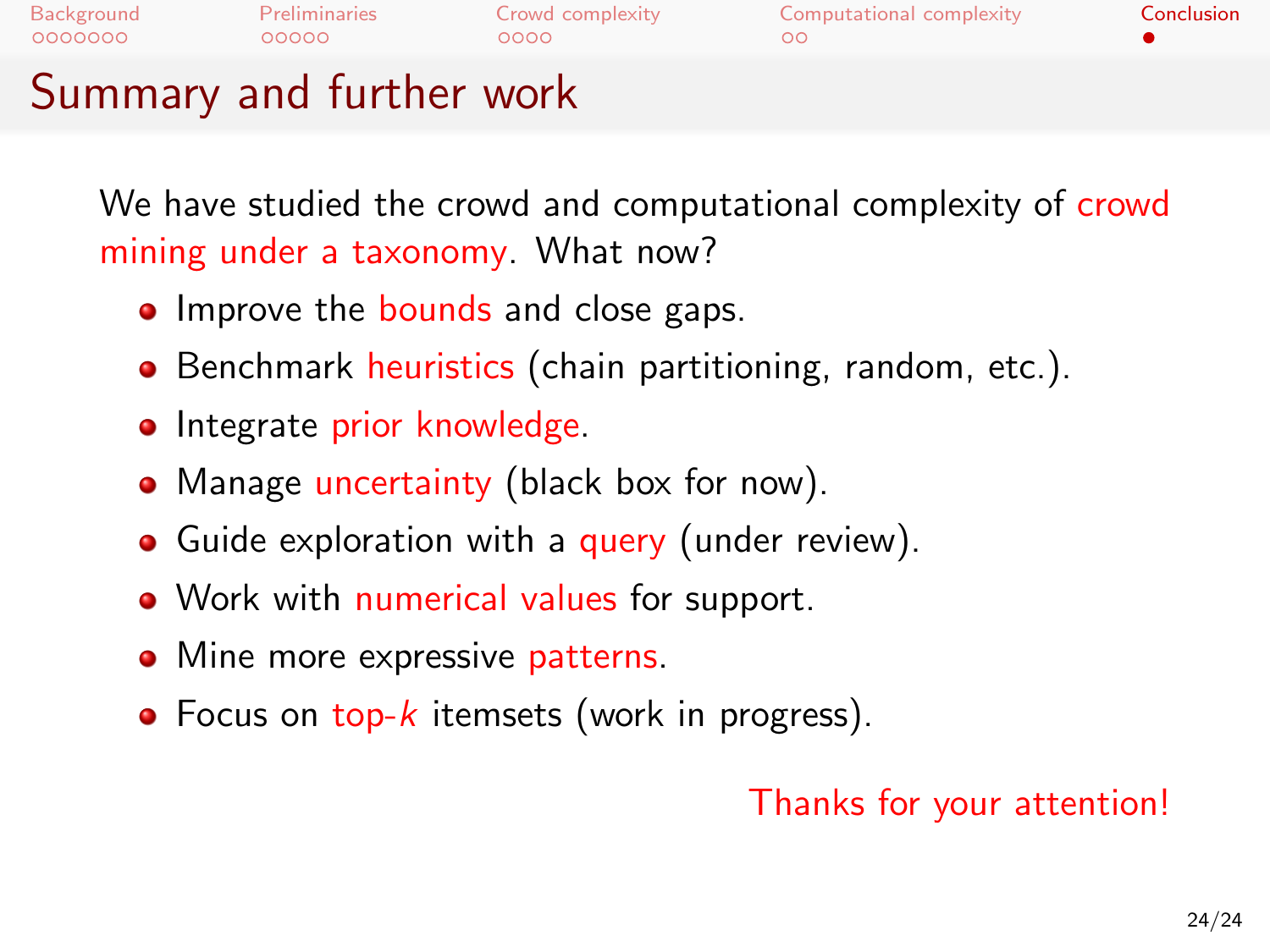# Summary and further work

We have studied the crowd and computational complexity of crowd mining under a taxonomy. What now?

- Improve the bounds and close gaps.
- Benchmark heuristics (chain partitioning, random, etc.).
- Integrate prior knowledge.
- Manage uncertainty (black box for now).
- Guide exploration with a query (under review).
- Work with numerical values for support.
- Mine more expressive patterns.
- Focus on top-$k$ itemsets (work in progress).

Thanks for your attention!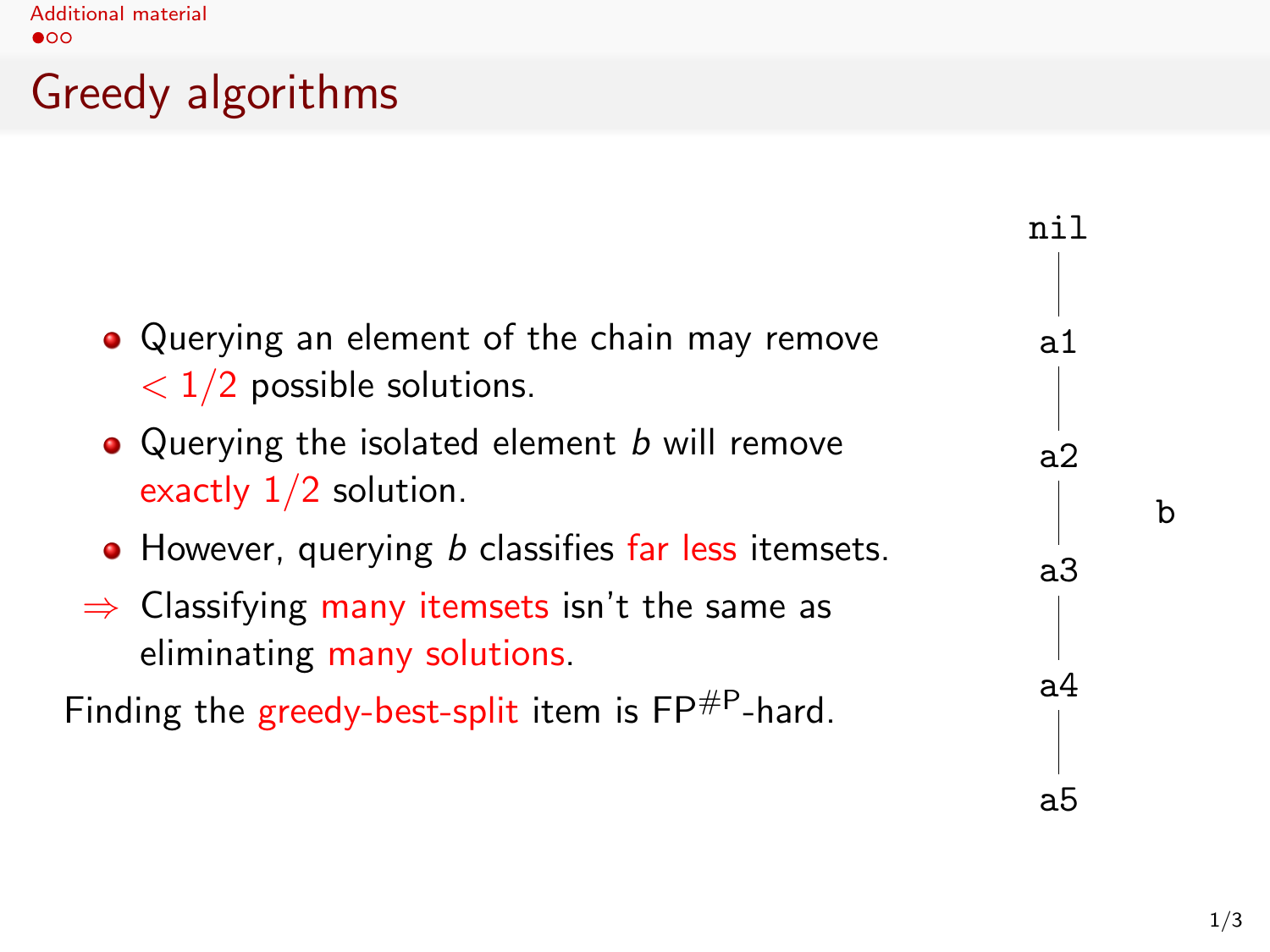# Greedy algorithms

- Querying an element of the chain may remove $< 1/2$ possible solutions.
- Querying the isolated element *b* will remove exactly $1/2$ solution.
- However, querying *b* classifies far less itemsets.

⇒ Classifying many itemsets isn't the same as eliminating many solutions.

Finding the greedy-best-split item is $\mathrm{FP}^{\#\mathrm{P}}$-hard.

```
nil
 |
a1
 |
a2
 |        b
a3
 |
a4
 |
a5
```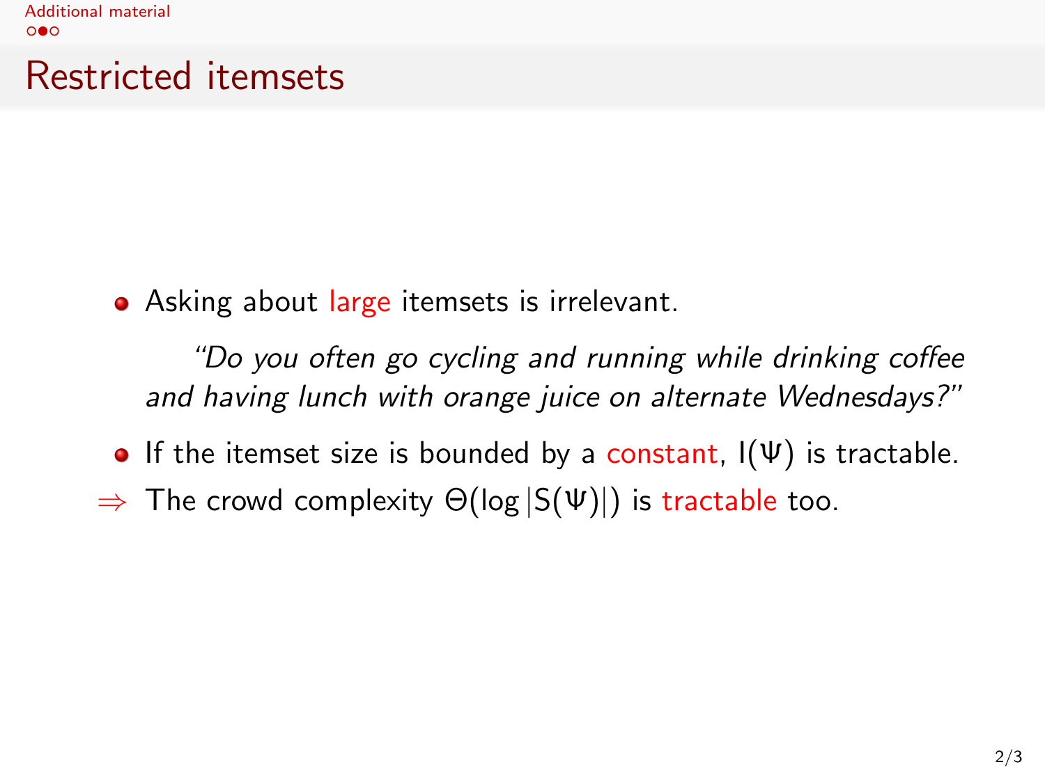# Restricted itemsets

- Asking about large itemsets is irrelevant.

  *"Do you often go cycling and running while drinking coffee and having lunch with orange juice on alternate Wednesdays?"*

- If the itemset size is bounded by a constant, $I(\Psi)$ is tractable.

$\Rightarrow$ The crowd complexity $\Theta(\log |S(\Psi)|)$ is tractable too.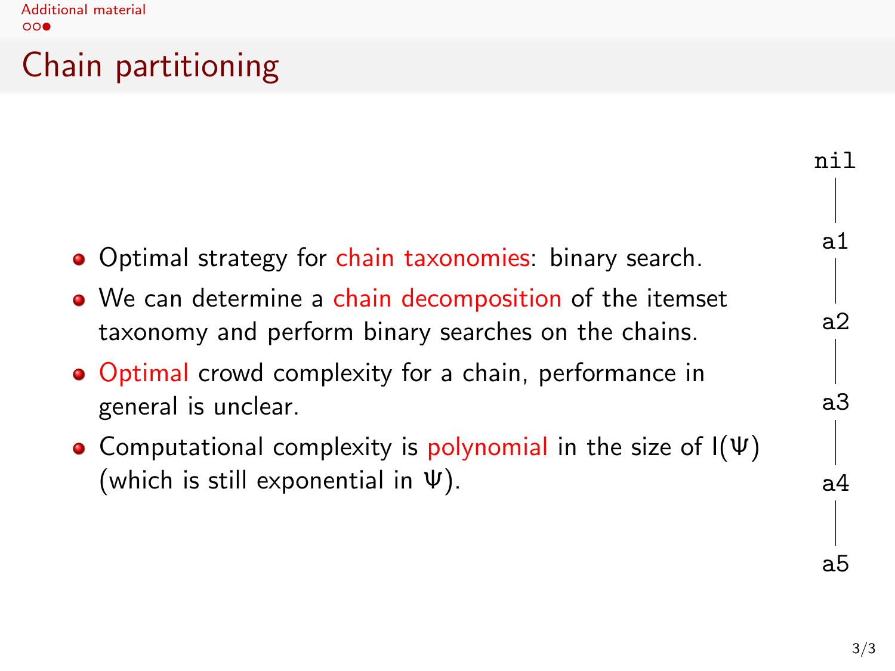# Chain partitioning

- Optimal strategy for chain taxonomies: binary search.
- We can determine a chain decomposition of the itemset taxonomy and perform binary searches on the chains.
- Optimal crowd complexity for a chain, performance in general is unclear.
- Computational complexity is polynomial in the size of $I(\Psi)$ (which is still exponential in $\Psi$).

nil

a1

a2

a3

a4

a5